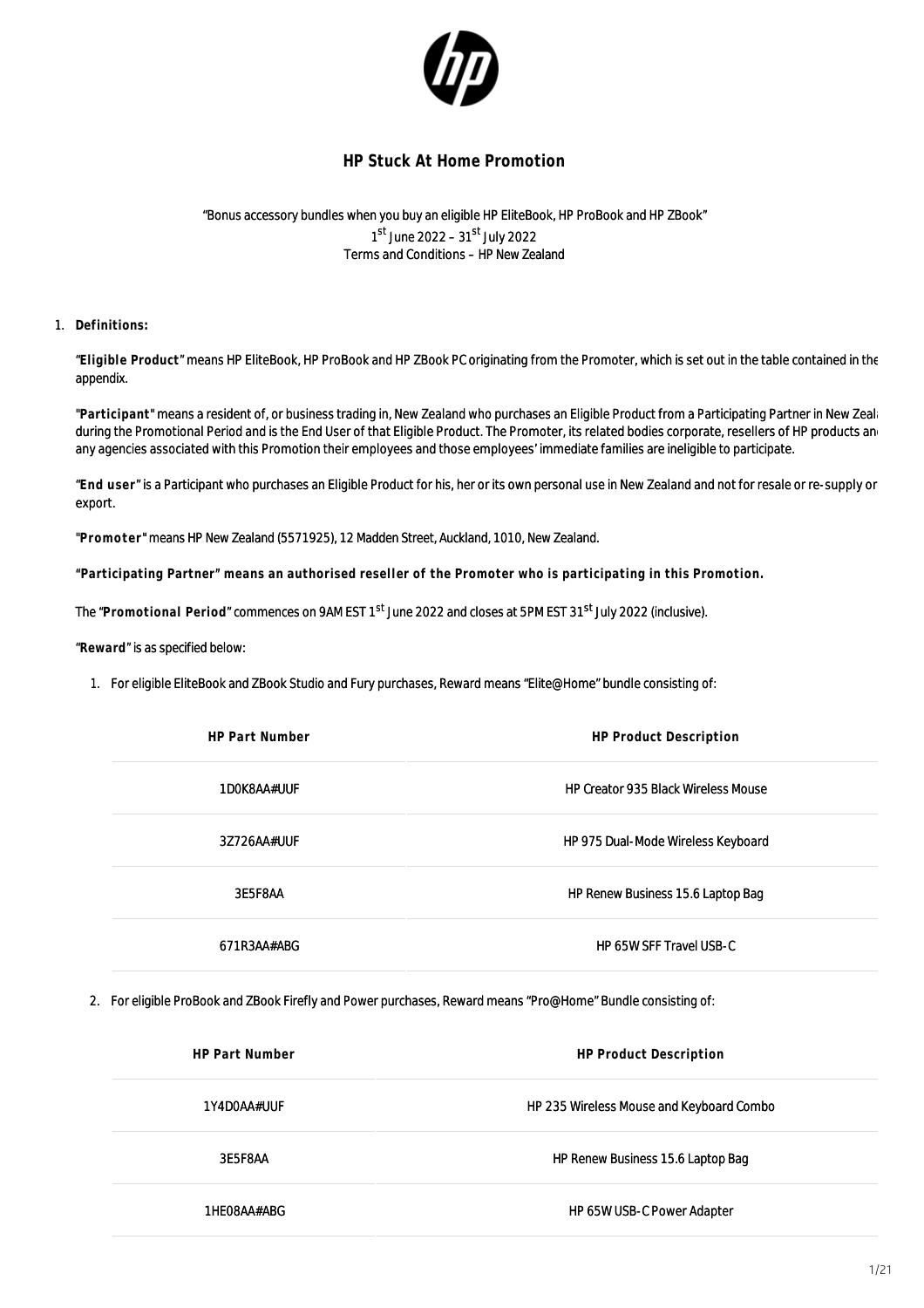# HP Stuck At Home Promotion

"Bonus accessory bundles when you buy an eligible HP EliteBook, HP ProBook and HP ZBook"
1st June 2022 – 31st July 2022
Terms and Conditions – HP New Zealand

1. **Definitions:**

"**Eligible Product**" means HP EliteBook, HP ProBook and HP ZBook PC originating from the Promoter, which is set out in the table contained in the appendix.

"**Participant**" means a resident of, or business trading in, New Zealand who purchases an Eligible Product from a Participating Partner in New Zealand during the Promotional Period and is the End User of that Eligible Product. The Promoter, its related bodies corporate, resellers of HP products and any agencies associated with this Promotion their employees and those employees' immediate families are ineligible to participate.

"**End user**" is a Participant who purchases an Eligible Product for his, her or its own personal use in New Zealand and not for resale or re-supply or export.

"**Promoter**" means HP New Zealand (5571925), 12 Madden Street, Auckland, 1010, New Zealand.

**"Participating Partner" means an authorised reseller of the Promoter who is participating in this Promotion.**

The "**Promotional Period**" commences on 9AM EST 1st June 2022 and closes at 5PM EST 31st July 2022 (inclusive).

"**Reward**" is as specified below:

1. For eligible EliteBook and ZBook Studio and Fury purchases, Reward means "Elite@Home" bundle consisting of:

| HP Part Number | HP Product Description |
|---|---|
| 1D0K8AA#UUF | HP Creator 935 Black Wireless Mouse |
| 3Z726AA#UUF | HP 975 Dual-Mode Wireless Keyboard |
| 3E5F8AA | HP Renew Business 15.6 Laptop Bag |
| 671R3AA#ABG | HP 65W SFF Travel USB-C |

2. For eligible ProBook and ZBook Firefly and Power purchases, Reward means "Pro@Home" Bundle consisting of:

| HP Part Number | HP Product Description |
|---|---|
| 1Y4D0AA#UUF | HP 235 Wireless Mouse and Keyboard Combo |
| 3E5F8AA | HP Renew Business 15.6 Laptop Bag |
| 1HE08AA#ABG | HP 65W USB-C Power Adapter |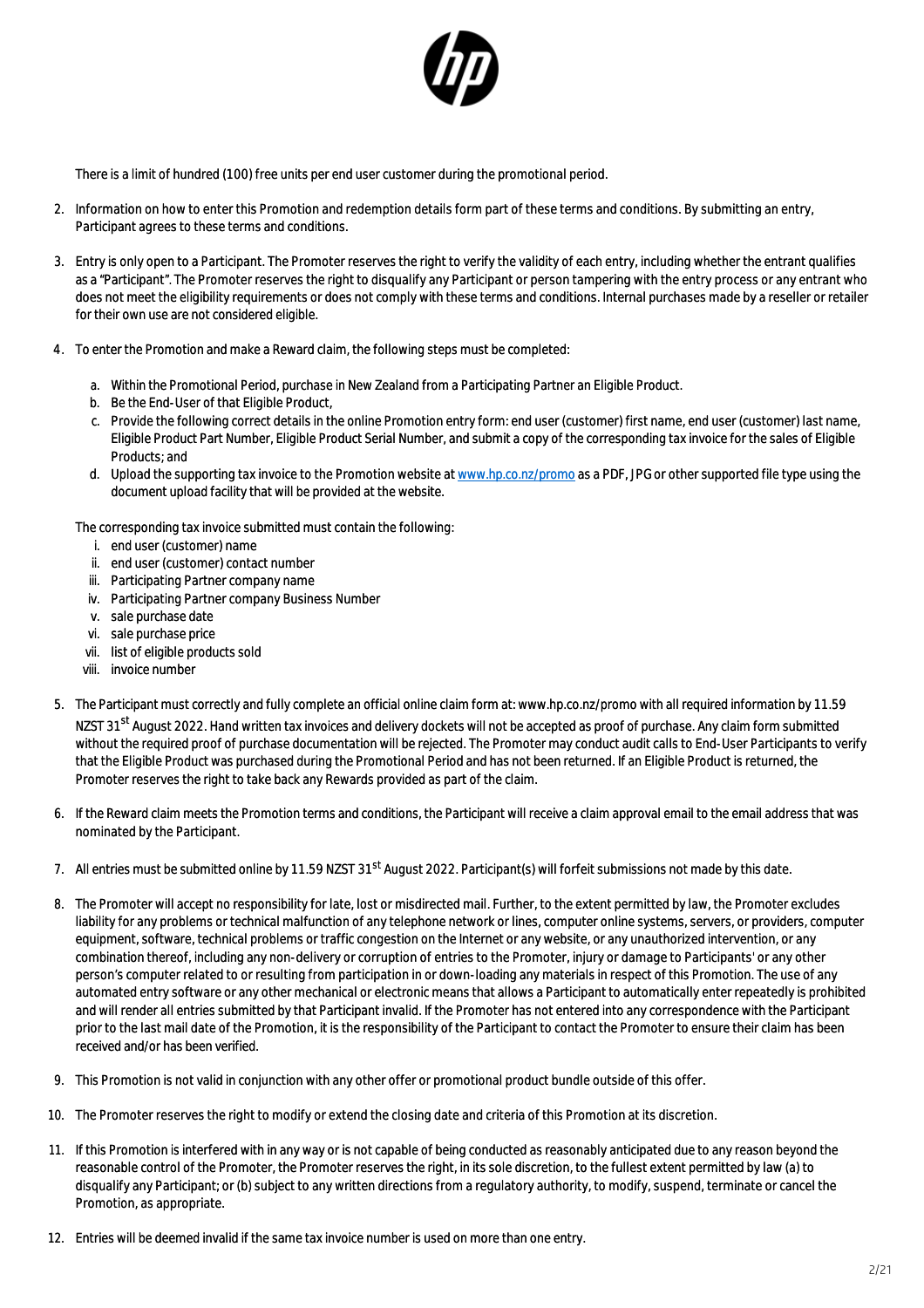There is a limit of hundred (100) free units per end user customer during the promotional period.

2. Information on how to enter this Promotion and redemption details form part of these terms and conditions. By submitting an entry, Participant agrees to these terms and conditions.

3. Entry is only open to a Participant. The Promoter reserves the right to verify the validity of each entry, including whether the entrant qualifies as a "Participant". The Promoter reserves the right to disqualify any Participant or person tampering with the entry process or any entrant who does not meet the eligibility requirements or does not comply with these terms and conditions. Internal purchases made by a reseller or retailer for their own use are not considered eligible.

4. To enter the Promotion and make a Reward claim, the following steps must be completed:

   a. Within the Promotional Period, purchase in New Zealand from a Participating Partner an Eligible Product.
   b. Be the End-User of that Eligible Product,
   c. Provide the following correct details in the online Promotion entry form: end user (customer) first name, end user (customer) last name, Eligible Product Part Number, Eligible Product Serial Number, and submit a copy of the corresponding tax invoice for the sales of Eligible Products; and
   d. Upload the supporting tax invoice to the Promotion website at [www.hp.co.nz/promo](www.hp.co.nz/promo) as a PDF, JPG or other supported file type using the document upload facility that will be provided at the website.

   The corresponding tax invoice submitted must contain the following:

   i. end user (customer) name
   ii. end user (customer) contact number
   iii. Participating Partner company name
   iv. Participating Partner company Business Number
   v. sale purchase date
   vi. sale purchase price
   vii. list of eligible products sold
   viii. invoice number

5. The Participant must correctly and fully complete an official online claim form at: www.hp.co.nz/promo with all required information by 11.59 NZST 31st August 2022. Hand written tax invoices and delivery dockets will not be accepted as proof of purchase. Any claim form submitted without the required proof of purchase documentation will be rejected. The Promoter may conduct audit calls to End-User Participants to verify that the Eligible Product was purchased during the Promotional Period and has not been returned. If an Eligible Product is returned, the Promoter reserves the right to take back any Rewards provided as part of the claim.

6. If the Reward claim meets the Promotion terms and conditions, the Participant will receive a claim approval email to the email address that was nominated by the Participant.

7. All entries must be submitted online by 11.59 NZST 31st August 2022. Participant(s) will forfeit submissions not made by this date.

8. The Promoter will accept no responsibility for late, lost or misdirected mail. Further, to the extent permitted by law, the Promoter excludes liability for any problems or technical malfunction of any telephone network or lines, computer online systems, servers, or providers, computer equipment, software, technical problems or traffic congestion on the Internet or any website, or any unauthorized intervention, or any combination thereof, including any non-delivery or corruption of entries to the Promoter, injury or damage to Participants' or any other person's computer related to or resulting from participation in or down-loading any materials in respect of this Promotion. The use of any automated entry software or any other mechanical or electronic means that allows a Participant to automatically enter repeatedly is prohibited and will render all entries submitted by that Participant invalid. If the Promoter has not entered into any correspondence with the Participant prior to the last mail date of the Promotion, it is the responsibility of the Participant to contact the Promoter to ensure their claim has been received and/or has been verified.

9. This Promotion is not valid in conjunction with any other offer or promotional product bundle outside of this offer.

10. The Promoter reserves the right to modify or extend the closing date and criteria of this Promotion at its discretion.

11. If this Promotion is interfered with in any way or is not capable of being conducted as reasonably anticipated due to any reason beyond the reasonable control of the Promoter, the Promoter reserves the right, in its sole discretion, to the fullest extent permitted by law (a) to disqualify any Participant; or (b) subject to any written directions from a regulatory authority, to modify, suspend, terminate or cancel the Promotion, as appropriate.

12. Entries will be deemed invalid if the same tax invoice number is used on more than one entry.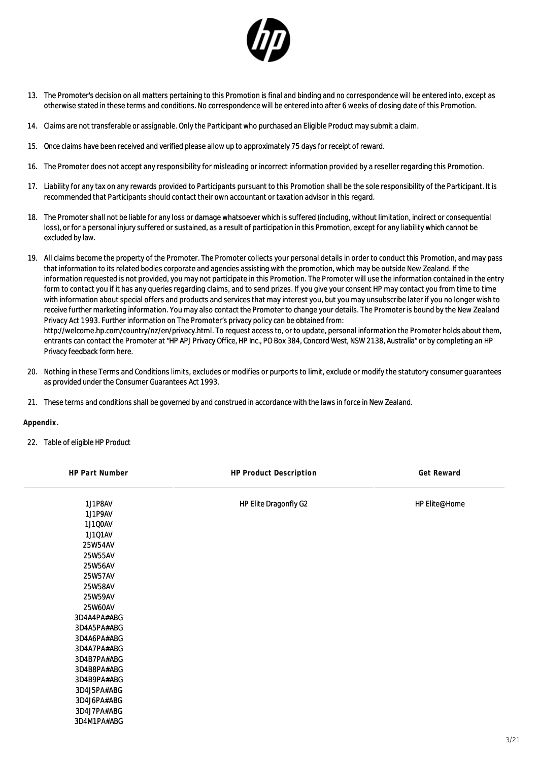13. The Promoter's decision on all matters pertaining to this Promotion is final and binding and no correspondence will be entered into, except as otherwise stated in these terms and conditions. No correspondence will be entered into after 6 weeks of closing date of this Promotion.
14. Claims are not transferable or assignable. Only the Participant who purchased an Eligible Product may submit a claim.
15. Once claims have been received and verified please allow up to approximately 75 days for receipt of reward.
16. The Promoter does not accept any responsibility for misleading or incorrect information provided by a reseller regarding this Promotion.
17. Liability for any tax on any rewards provided to Participants pursuant to this Promotion shall be the sole responsibility of the Participant. It is recommended that Participants should contact their own accountant or taxation advisor in this regard.
18. The Promoter shall not be liable for any loss or damage whatsoever which is suffered (including, without limitation, indirect or consequential loss), or for a personal injury suffered or sustained, as a result of participation in this Promotion, except for any liability which cannot be excluded by law.
19. All claims become the property of the Promoter. The Promoter collects your personal details in order to conduct this Promotion, and may pass that information to its related bodies corporate and agencies assisting with the promotion, which may be outside New Zealand. If the information requested is not provided, you may not participate in this Promotion. The Promoter will use the information contained in the entry form to contact you if it has any queries regarding claims, and to send prizes. If you give your consent HP may contact you from time to time with information about special offers and products and services that may interest you, but you may unsubscribe later if you no longer wish to receive further marketing information. You may also contact the Promoter to change your details. The Promoter is bound by the New Zealand Privacy Act 1993. Further information on The Promoter's privacy policy can be obtained from: http://welcome.hp.com/country/nz/en/privacy.html. To request access to, or to update, personal information the Promoter holds about them, entrants can contact the Promoter at "HP APJ Privacy Office, HP Inc., PO Box 384, Concord West, NSW 2138, Australia" or by completing an HP Privacy feedback form here.
20. Nothing in these Terms and Conditions limits, excludes or modifies or purports to limit, exclude or modify the statutory consumer guarantees as provided under the Consumer Guarantees Act 1993.
21. These terms and conditions shall be governed by and construed in accordance with the laws in force in New Zealand.

**Appendix.**

22. Table of eligible HP Product

| HP Part Number | HP Product Description | Get Reward |
|---|---|---|
| 1J1P8AV<br>1J1P9AV<br>1J1Q0AV<br>1J1Q1AV<br>25W54AV<br>25W55AV<br>25W56AV<br>25W57AV<br>25W58AV<br>25W59AV<br>25W60AV<br>3D4A4PA#ABG<br>3D4A5PA#ABG<br>3D4A6PA#ABG<br>3D4A7PA#ABG<br>3D4B7PA#ABG<br>3D4B8PA#ABG<br>3D4B9PA#ABG<br>3D4J5PA#ABG<br>3D4J6PA#ABG<br>3D4J7PA#ABG<br>3D4M1PA#ABG | HP Elite Dragonfly G2 | HP Elite@Home |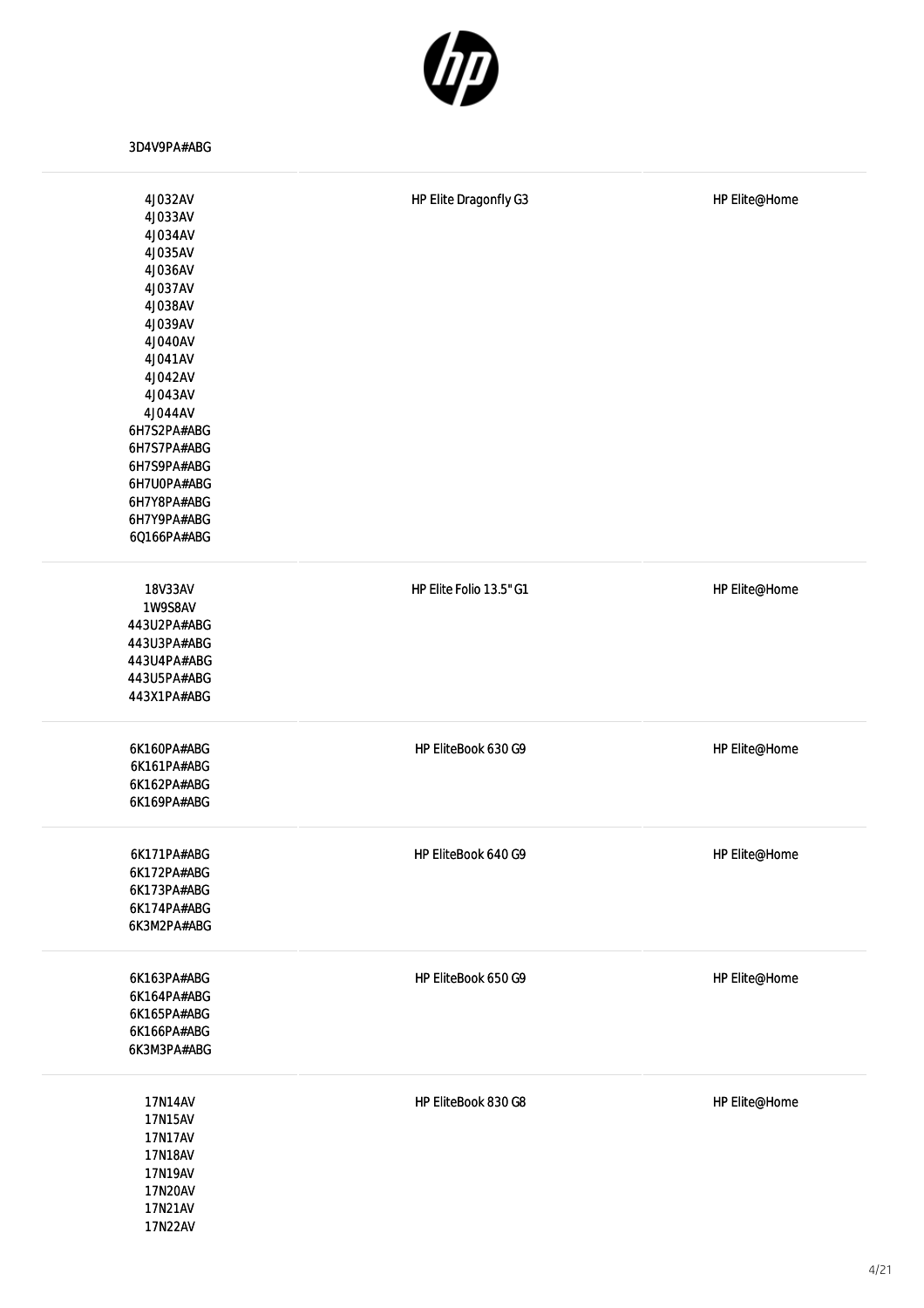3D4V9PA#ABG

| | | |
|---|---|---|
| 4J032AV<br>4J033AV<br>4J034AV<br>4J035AV<br>4J036AV<br>4J037AV<br>4J038AV<br>4J039AV<br>4J040AV<br>4J041AV<br>4J042AV<br>4J043AV<br>4J044AV<br>6H7S2PA#ABG<br>6H7S7PA#ABG<br>6H7S9PA#ABG<br>6H7U0PA#ABG<br>6H7Y8PA#ABG<br>6H7Y9PA#ABG<br>6Q166PA#ABG | HP Elite Dragonfly G3 | HP Elite@Home |
| 18V33AV<br>1W9S8AV<br>443U2PA#ABG<br>443U3PA#ABG<br>443U4PA#ABG<br>443U5PA#ABG<br>443X1PA#ABG | HP Elite Folio 13.5" G1 | HP Elite@Home |
| 6K160PA#ABG<br>6K161PA#ABG<br>6K162PA#ABG<br>6K169PA#ABG | HP EliteBook 630 G9 | HP Elite@Home |
| 6K171PA#ABG<br>6K172PA#ABG<br>6K173PA#ABG<br>6K174PA#ABG<br>6K3M2PA#ABG | HP EliteBook 640 G9 | HP Elite@Home |
| 6K163PA#ABG<br>6K164PA#ABG<br>6K165PA#ABG<br>6K166PA#ABG<br>6K3M3PA#ABG | HP EliteBook 650 G9 | HP Elite@Home |
| 17N14AV<br>17N15AV<br>17N17AV<br>17N18AV<br>17N19AV<br>17N20AV<br>17N21AV<br>17N22AV | HP EliteBook 830 G8 | HP Elite@Home |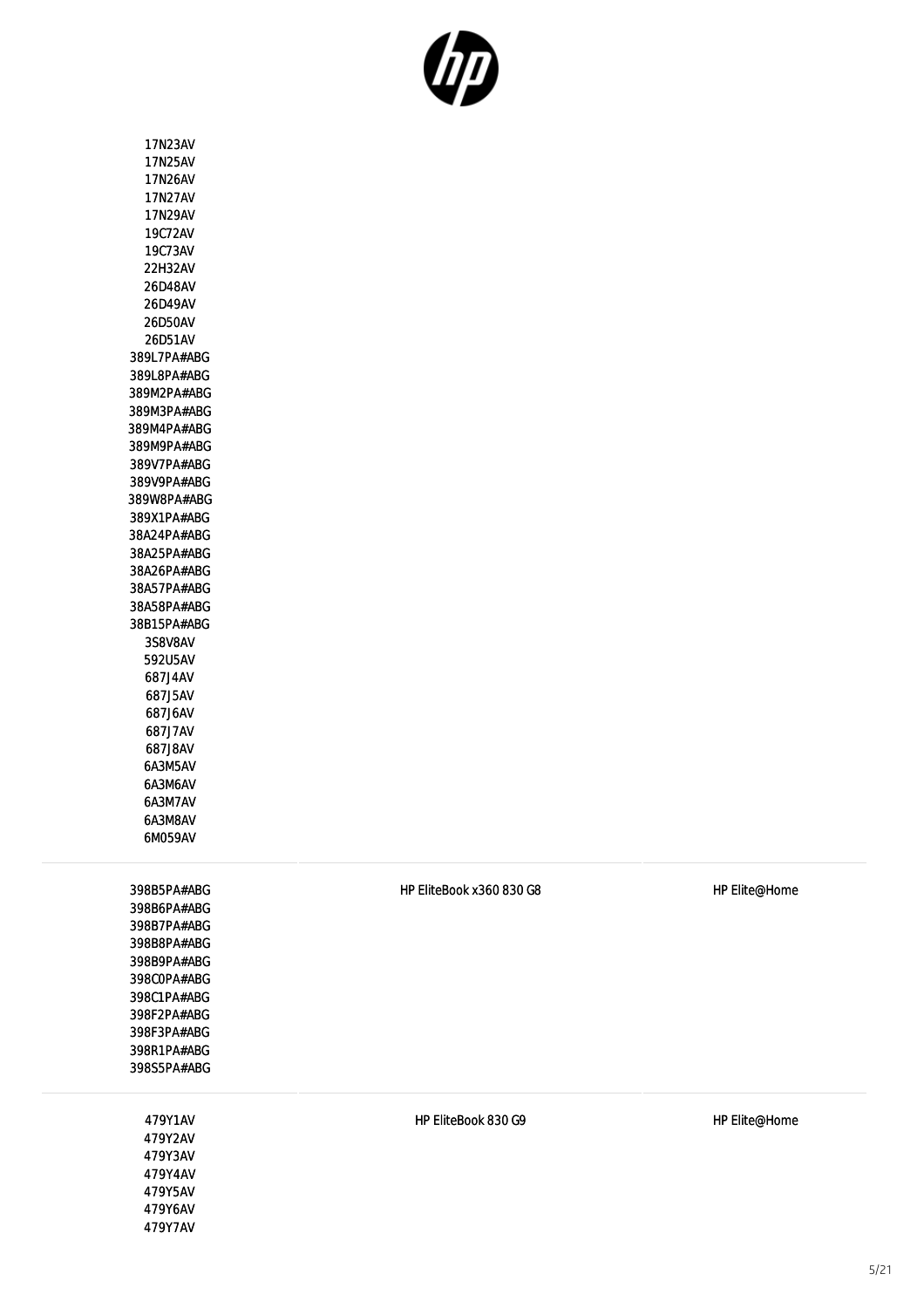| | | |
|---|---|---|
| 17N23AV<br>17N25AV<br>17N26AV<br>17N27AV<br>17N29AV<br>19C72AV<br>19C73AV<br>22H32AV<br>26D48AV<br>26D49AV<br>26D50AV<br>26D51AV<br>389L7PA#ABG<br>389L8PA#ABG<br>389M2PA#ABG<br>389M3PA#ABG<br>389M4PA#ABG<br>389M9PA#ABG<br>389V7PA#ABG<br>389V9PA#ABG<br>389W8PA#ABG<br>389X1PA#ABG<br>38A24PA#ABG<br>38A25PA#ABG<br>38A26PA#ABG<br>38A57PA#ABG<br>38A58PA#ABG<br>38B15PA#ABG<br>3S8V8AV<br>592U5AV<br>687J4AV<br>687J5AV<br>687J6AV<br>687J7AV<br>687J8AV<br>6A3M5AV<br>6A3M6AV<br>6A3M7AV<br>6A3M8AV<br>6M059AV | | |
| 398B5PA#ABG<br>398B6PA#ABG<br>398B7PA#ABG<br>398B8PA#ABG<br>398B9PA#ABG<br>398C0PA#ABG<br>398C1PA#ABG<br>398F2PA#ABG<br>398F3PA#ABG<br>398R1PA#ABG<br>398S5PA#ABG | HP EliteBook x360 830 G8 | HP Elite@Home |
| 479Y1AV<br>479Y2AV<br>479Y3AV<br>479Y4AV<br>479Y5AV<br>479Y6AV<br>479Y7AV | HP EliteBook 830 G9 | HP Elite@Home |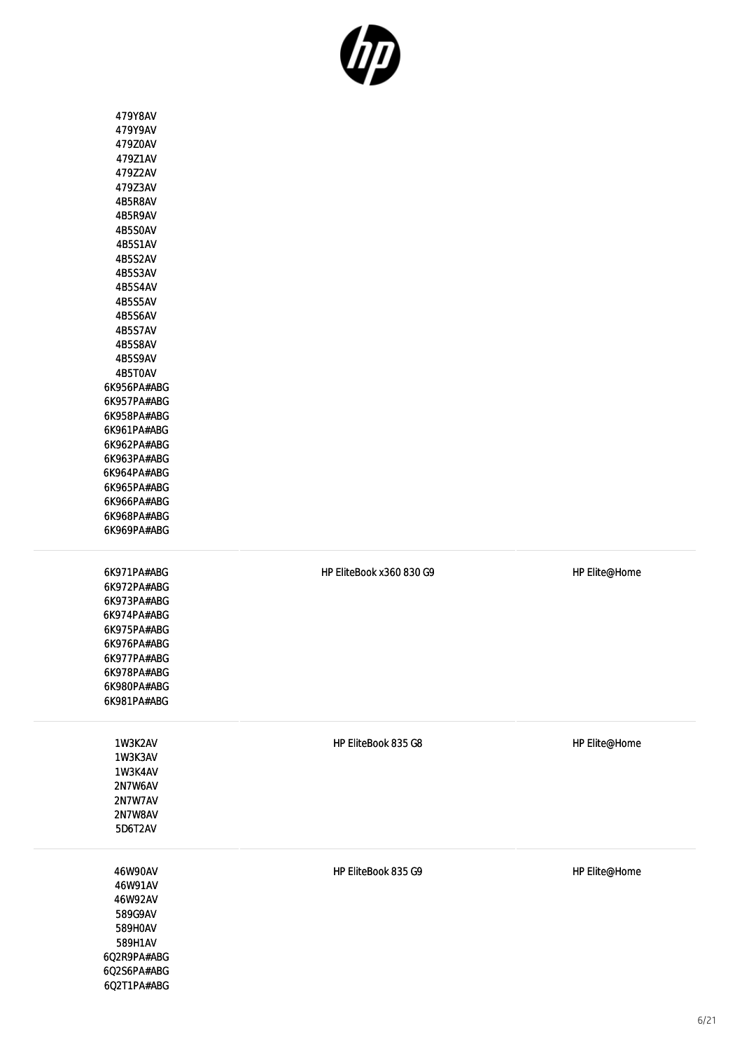| | | |
|---|---|---|
| 479Y8AV<br>479Y9AV<br>479Z0AV<br>479Z1AV<br>479Z2AV<br>479Z3AV<br>4B5R8AV<br>4B5R9AV<br>4B5S0AV<br>4B5S1AV<br>4B5S2AV<br>4B5S3AV<br>4B5S4AV<br>4B5S5AV<br>4B5S6AV<br>4B5S7AV<br>4B5S8AV<br>4B5S9AV<br>4B5T0AV<br>6K956PA#ABG<br>6K957PA#ABG<br>6K958PA#ABG<br>6K961PA#ABG<br>6K962PA#ABG<br>6K963PA#ABG<br>6K964PA#ABG<br>6K965PA#ABG<br>6K966PA#ABG<br>6K968PA#ABG<br>6K969PA#ABG | | |
| 6K971PA#ABG<br>6K972PA#ABG<br>6K973PA#ABG<br>6K974PA#ABG<br>6K975PA#ABG<br>6K976PA#ABG<br>6K977PA#ABG<br>6K978PA#ABG<br>6K980PA#ABG<br>6K981PA#ABG | HP EliteBook x360 830 G9 | HP Elite@Home |
| 1W3K2AV<br>1W3K3AV<br>1W3K4AV<br>2N7W6AV<br>2N7W7AV<br>2N7W8AV<br>5D6T2AV | HP EliteBook 835 G8 | HP Elite@Home |
| 46W90AV<br>46W91AV<br>46W92AV<br>589G9AV<br>589H0AV<br>589H1AV<br>6Q2R9PA#ABG<br>6Q2S6PA#ABG<br>6Q2T1PA#ABG | HP EliteBook 835 G9 | HP Elite@Home |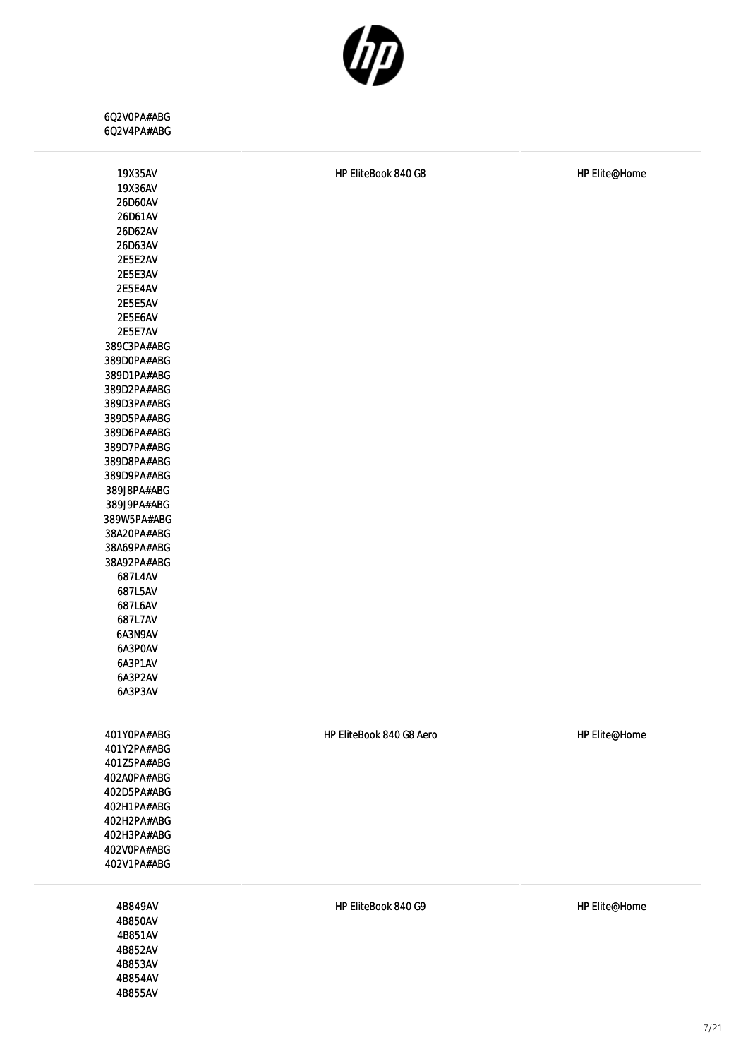| | | |
|---|---|---|
| 6Q2V0PA#ABG<br>6Q2V4PA#ABG | | |
| 19X35AV<br>19X36AV<br>26D60AV<br>26D61AV<br>26D62AV<br>26D63AV<br>2E5E2AV<br>2E5E3AV<br>2E5E4AV<br>2E5E5AV<br>2E5E6AV<br>2E5E7AV<br>389C3PA#ABG<br>389D0PA#ABG<br>389D1PA#ABG<br>389D2PA#ABG<br>389D3PA#ABG<br>389D5PA#ABG<br>389D6PA#ABG<br>389D7PA#ABG<br>389D8PA#ABG<br>389D9PA#ABG<br>389J8PA#ABG<br>389J9PA#ABG<br>389W5PA#ABG<br>38A20PA#ABG<br>38A69PA#ABG<br>38A92PA#ABG<br>687L4AV<br>687L5AV<br>687L6AV<br>687L7AV<br>6A3N9AV<br>6A3P0AV<br>6A3P1AV<br>6A3P2AV<br>6A3P3AV | HP EliteBook 840 G8 | HP Elite@Home |
| 401Y0PA#ABG<br>401Y2PA#ABG<br>401Z5PA#ABG<br>402A0PA#ABG<br>402D5PA#ABG<br>402H1PA#ABG<br>402H2PA#ABG<br>402H3PA#ABG<br>402V0PA#ABG<br>402V1PA#ABG | HP EliteBook 840 G8 Aero | HP Elite@Home |
| 4B849AV<br>4B850AV<br>4B851AV<br>4B852AV<br>4B853AV<br>4B854AV<br>4B855AV | HP EliteBook 840 G9 | HP Elite@Home |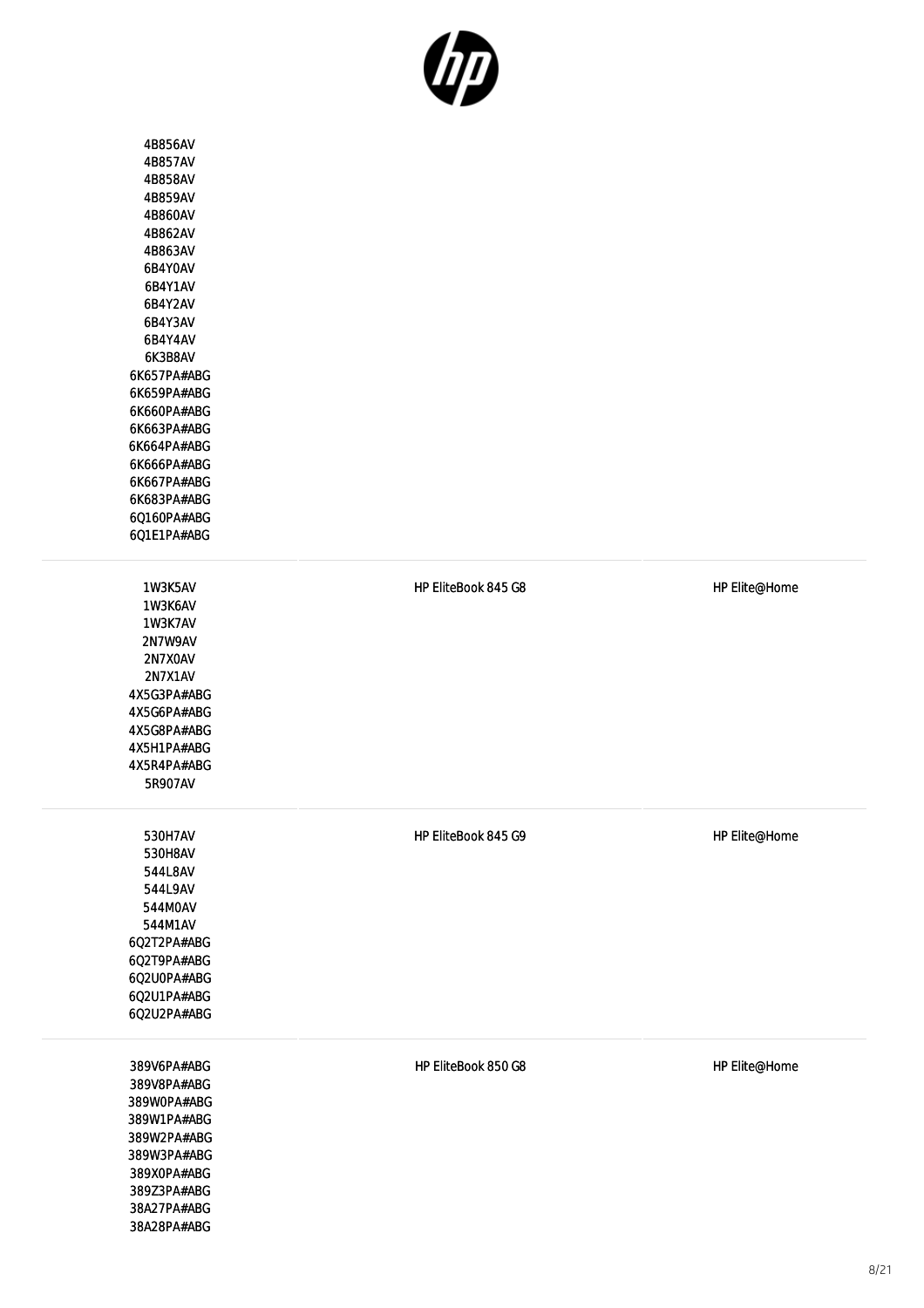| | | |
|---|---|---|
| 4B856AV<br>4B857AV<br>4B858AV<br>4B859AV<br>4B860AV<br>4B862AV<br>4B863AV<br>6B4Y0AV<br>6B4Y1AV<br>6B4Y2AV<br>6B4Y3AV<br>6B4Y4AV<br>6K3B8AV<br>6K657PA#ABG<br>6K659PA#ABG<br>6K660PA#ABG<br>6K663PA#ABG<br>6K664PA#ABG<br>6K666PA#ABG<br>6K667PA#ABG<br>6K683PA#ABG<br>6Q160PA#ABG<br>6Q1E1PA#ABG | | |
| 1W3K5AV<br>1W3K6AV<br>1W3K7AV<br>2N7W9AV<br>2N7X0AV<br>2N7X1AV<br>4X5G3PA#ABG<br>4X5G6PA#ABG<br>4X5G8PA#ABG<br>4X5H1PA#ABG<br>4X5R4PA#ABG<br>5R907AV | HP EliteBook 845 G8 | HP Elite@Home |
| 530H7AV<br>530H8AV<br>544L8AV<br>544L9AV<br>544M0AV<br>544M1AV<br>6Q2T2PA#ABG<br>6Q2T9PA#ABG<br>6Q2U0PA#ABG<br>6Q2U1PA#ABG<br>6Q2U2PA#ABG | HP EliteBook 845 G9 | HP Elite@Home |
| 389V6PA#ABG<br>389V8PA#ABG<br>389W0PA#ABG<br>389W1PA#ABG<br>389W2PA#ABG<br>389W3PA#ABG<br>389X0PA#ABG<br>389Z3PA#ABG<br>38A27PA#ABG<br>38A28PA#ABG | HP EliteBook 850 G8 | HP Elite@Home |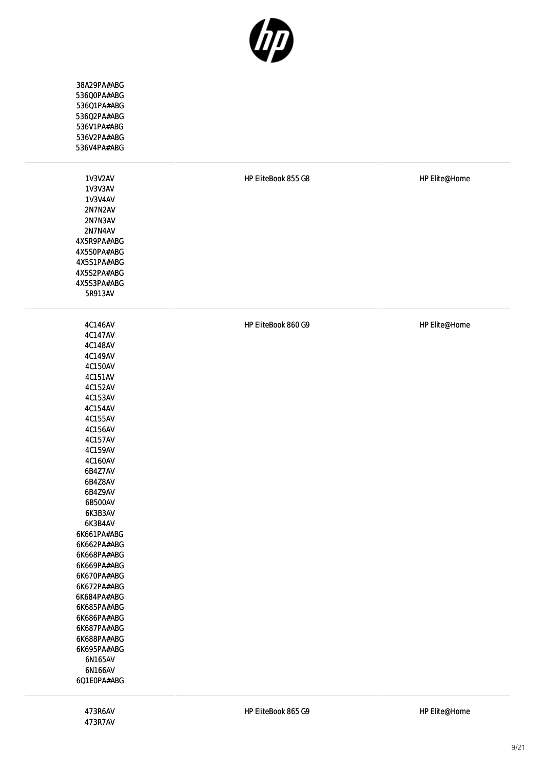| | | |
|---|---|---|
| 38A29PA#ABG<br>536Q0PA#ABG<br>536Q1PA#ABG<br>536Q2PA#ABG<br>536V1PA#ABG<br>536V2PA#ABG<br>536V4PA#ABG | | |
| 1V3V2AV<br>1V3V3AV<br>1V3V4AV<br>2N7N2AV<br>2N7N3AV<br>2N7N4AV<br>4X5R9PA#ABG<br>4X5S0PA#ABG<br>4X5S1PA#ABG<br>4X5S2PA#ABG<br>4X5S3PA#ABG<br>5R913AV | HP EliteBook 855 G8 | HP Elite@Home |
| 4C146AV<br>4C147AV<br>4C148AV<br>4C149AV<br>4C150AV<br>4C151AV<br>4C152AV<br>4C153AV<br>4C154AV<br>4C155AV<br>4C156AV<br>4C157AV<br>4C159AV<br>4C160AV<br>6B4Z7AV<br>6B4Z8AV<br>6B4Z9AV<br>6B500AV<br>6K3B3AV<br>6K3B4AV<br>6K661PA#ABG<br>6K662PA#ABG<br>6K668PA#ABG<br>6K669PA#ABG<br>6K670PA#ABG<br>6K672PA#ABG<br>6K684PA#ABG<br>6K685PA#ABG<br>6K686PA#ABG<br>6K687PA#ABG<br>6K688PA#ABG<br>6K695PA#ABG<br>6N165AV<br>6N166AV<br>6Q1E0PA#ABG | HP EliteBook 860 G9 | HP Elite@Home |
| 473R6AV<br>473R7AV | HP EliteBook 865 G9 | HP Elite@Home |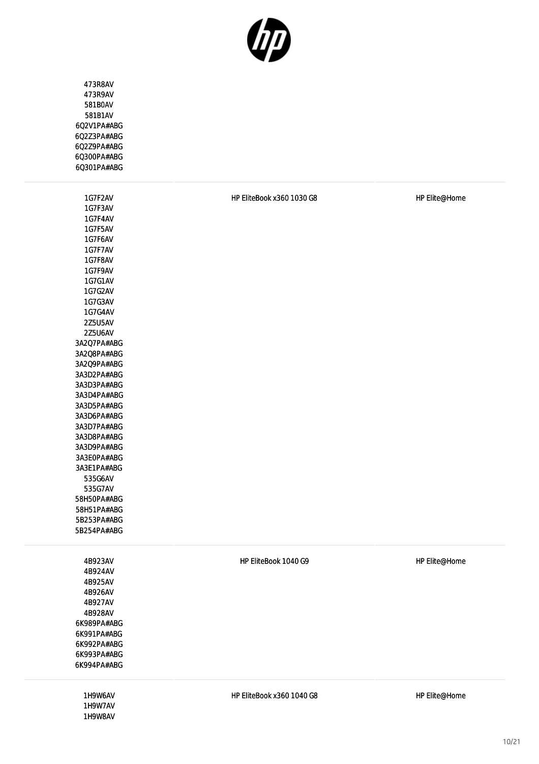| | | |
|---|---|---|
| 473R8AV<br>473R9AV<br>581B0AV<br>581B1AV<br>6Q2V1PA#ABG<br>6Q2Z3PA#ABG<br>6Q2Z9PA#ABG<br>6Q300PA#ABG<br>6Q301PA#ABG | | |
| 1G7F2AV<br>1G7F3AV<br>1G7F4AV<br>1G7F5AV<br>1G7F6AV<br>1G7F7AV<br>1G7F8AV<br>1G7F9AV<br>1G7G1AV<br>1G7G2AV<br>1G7G3AV<br>1G7G4AV<br>2Z5U5AV<br>2Z5U6AV<br>3A2Q7PA#ABG<br>3A2Q8PA#ABG<br>3A2Q9PA#ABG<br>3A3D2PA#ABG<br>3A3D3PA#ABG<br>3A3D4PA#ABG<br>3A3D5PA#ABG<br>3A3D6PA#ABG<br>3A3D7PA#ABG<br>3A3D8PA#ABG<br>3A3D9PA#ABG<br>3A3E0PA#ABG<br>3A3E1PA#ABG<br>535G6AV<br>535G7AV<br>58H50PA#ABG<br>58H51PA#ABG<br>5B253PA#ABG<br>5B254PA#ABG | HP EliteBook x360 1030 G8 | HP Elite@Home |
| 4B923AV<br>4B924AV<br>4B925AV<br>4B926AV<br>4B927AV<br>4B928AV<br>6K989PA#ABG<br>6K991PA#ABG<br>6K992PA#ABG<br>6K993PA#ABG<br>6K994PA#ABG | HP EliteBook 1040 G9 | HP Elite@Home |
| 1H9W6AV<br>1H9W7AV<br>1H9W8AV | HP EliteBook x360 1040 G8 | HP Elite@Home |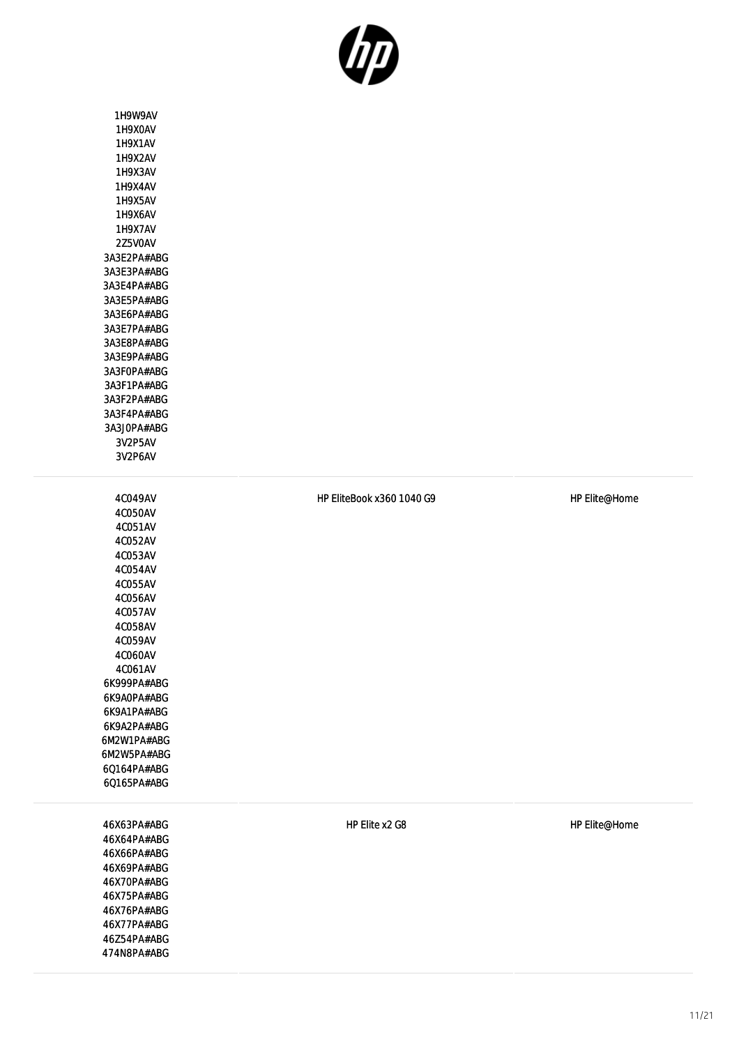| | | |
|---|---|---|
| 1H9W9AV<br>1H9X0AV<br>1H9X1AV<br>1H9X2AV<br>1H9X3AV<br>1H9X4AV<br>1H9X5AV<br>1H9X6AV<br>1H9X7AV<br>2Z5V0AV<br>3A3E2PA#ABG<br>3A3E3PA#ABG<br>3A3E4PA#ABG<br>3A3E5PA#ABG<br>3A3E6PA#ABG<br>3A3E7PA#ABG<br>3A3E8PA#ABG<br>3A3E9PA#ABG<br>3A3F0PA#ABG<br>3A3F1PA#ABG<br>3A3F2PA#ABG<br>3A3F4PA#ABG<br>3A3J0PA#ABG<br>3V2P5AV<br>3V2P6AV | | |
| 4C049AV<br>4C050AV<br>4C051AV<br>4C052AV<br>4C053AV<br>4C054AV<br>4C055AV<br>4C056AV<br>4C057AV<br>4C058AV<br>4C059AV<br>4C060AV<br>4C061AV<br>6K999PA#ABG<br>6K9A0PA#ABG<br>6K9A1PA#ABG<br>6K9A2PA#ABG<br>6M2W1PA#ABG<br>6M2W5PA#ABG<br>6Q164PA#ABG<br>6Q165PA#ABG | HP EliteBook x360 1040 G9 | HP Elite@Home |
| 46X63PA#ABG<br>46X64PA#ABG<br>46X66PA#ABG<br>46X69PA#ABG<br>46X70PA#ABG<br>46X75PA#ABG<br>46X76PA#ABG<br>46X77PA#ABG<br>46Z54PA#ABG<br>474N8PA#ABG | HP Elite x2 G8 | HP Elite@Home |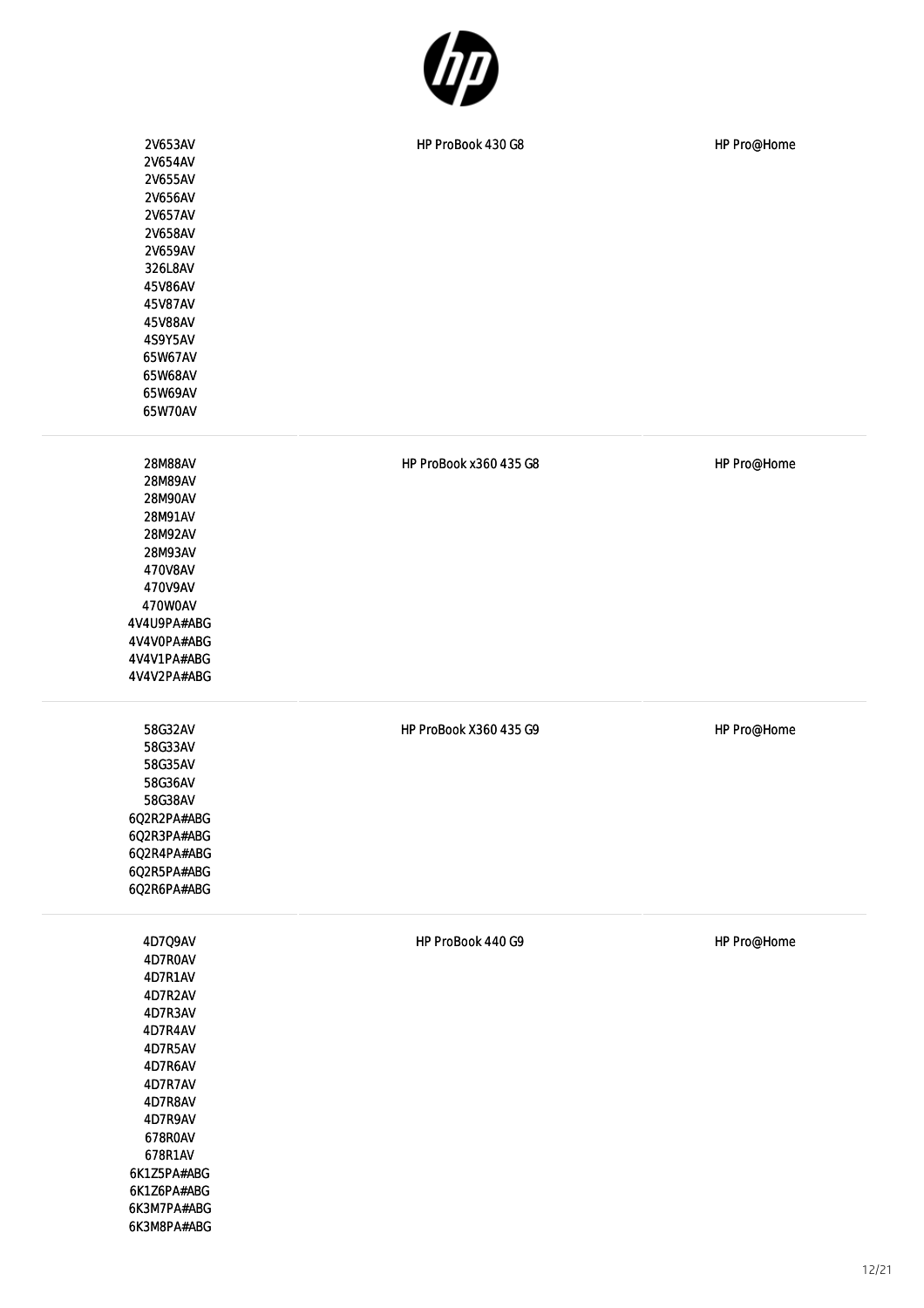| | | |
|---|---|---|
| 2V653AV<br>2V654AV<br>2V655AV<br>2V656AV<br>2V657AV<br>2V658AV<br>2V659AV<br>326L8AV<br>45V86AV<br>45V87AV<br>45V88AV<br>4S9Y5AV<br>65W67AV<br>65W68AV<br>65W69AV<br>65W70AV | HP ProBook 430 G8 | HP Pro@Home |
| 28M88AV<br>28M89AV<br>28M90AV<br>28M91AV<br>28M92AV<br>28M93AV<br>470V8AV<br>470V9AV<br>470W0AV<br>4V4U9PA#ABG<br>4V4V0PA#ABG<br>4V4V1PA#ABG<br>4V4V2PA#ABG | HP ProBook x360 435 G8 | HP Pro@Home |
| 58G32AV<br>58G33AV<br>58G35AV<br>58G36AV<br>58G38AV<br>6Q2R2PA#ABG<br>6Q2R3PA#ABG<br>6Q2R4PA#ABG<br>6Q2R5PA#ABG<br>6Q2R6PA#ABG | HP ProBook X360 435 G9 | HP Pro@Home |
| 4D7Q9AV<br>4D7R0AV<br>4D7R1AV<br>4D7R2AV<br>4D7R3AV<br>4D7R4AV<br>4D7R5AV<br>4D7R6AV<br>4D7R7AV<br>4D7R8AV<br>4D7R9AV<br>678R0AV<br>678R1AV<br>6K1Z5PA#ABG<br>6K1Z6PA#ABG<br>6K3M7PA#ABG<br>6K3M8PA#ABG | HP ProBook 440 G9 | HP Pro@Home |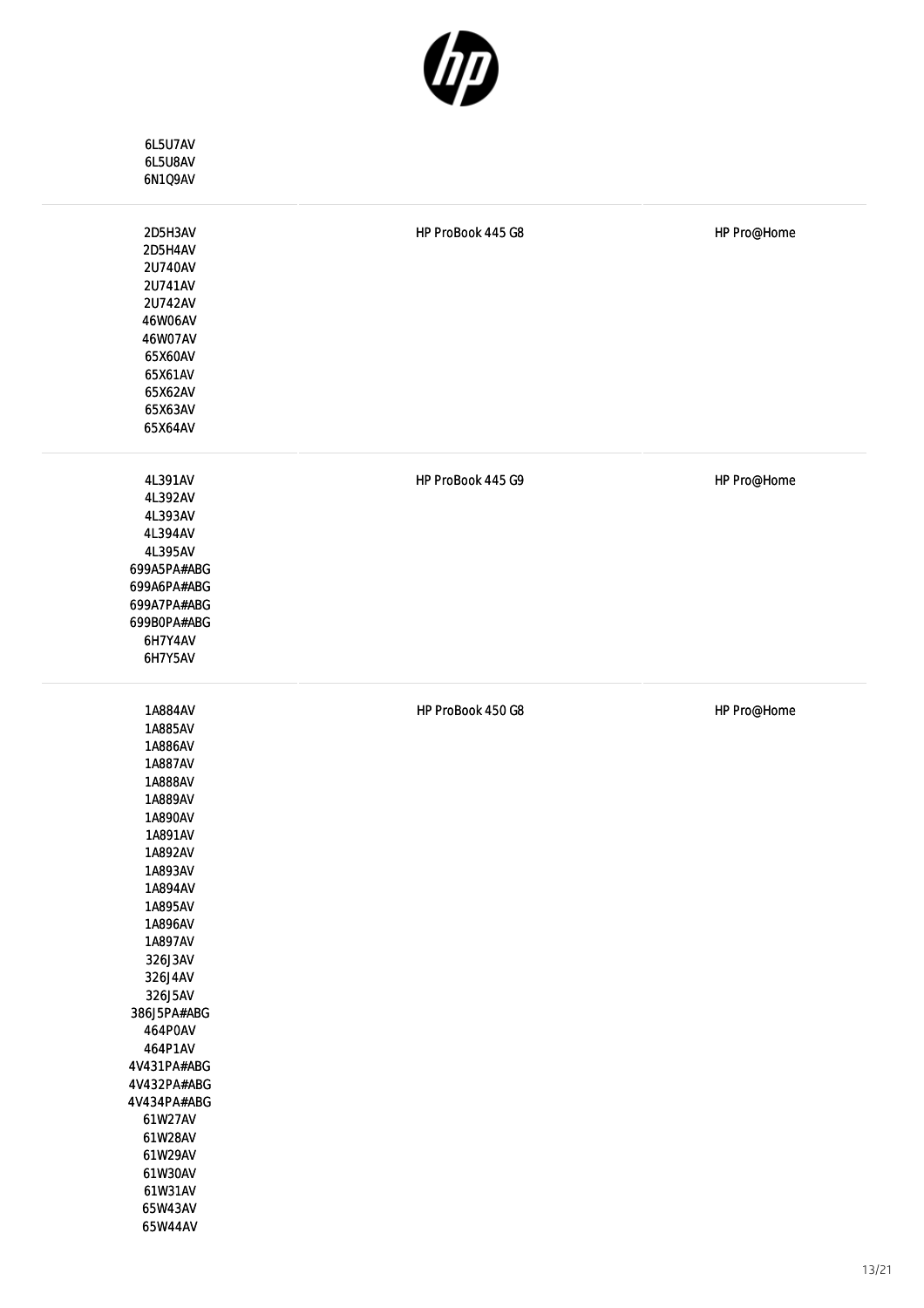| | | |
|---|---|---|
| 6L5U7AV<br>6L5U8AV<br>6N1Q9AV | | |
| 2D5H3AV<br>2D5H4AV<br>2U740AV<br>2U741AV<br>2U742AV<br>46W06AV<br>46W07AV<br>65X60AV<br>65X61AV<br>65X62AV<br>65X63AV<br>65X64AV | HP ProBook 445 G8 | HP Pro@Home |
| 4L391AV<br>4L392AV<br>4L393AV<br>4L394AV<br>4L395AV<br>699A5PA#ABG<br>699A6PA#ABG<br>699A7PA#ABG<br>699B0PA#ABG<br>6H7Y4AV<br>6H7Y5AV | HP ProBook 445 G9 | HP Pro@Home |
| 1A884AV<br>1A885AV<br>1A886AV<br>1A887AV<br>1A888AV<br>1A889AV<br>1A890AV<br>1A891AV<br>1A892AV<br>1A893AV<br>1A894AV<br>1A895AV<br>1A896AV<br>1A897AV<br>326J3AV<br>326J4AV<br>326J5AV<br>386J5PA#ABG<br>464P0AV<br>464P1AV<br>4V431PA#ABG<br>4V432PA#ABG<br>4V434PA#ABG<br>61W27AV<br>61W28AV<br>61W29AV<br>61W30AV<br>61W31AV<br>65W43AV<br>65W44AV | HP ProBook 450 G8 | HP Pro@Home |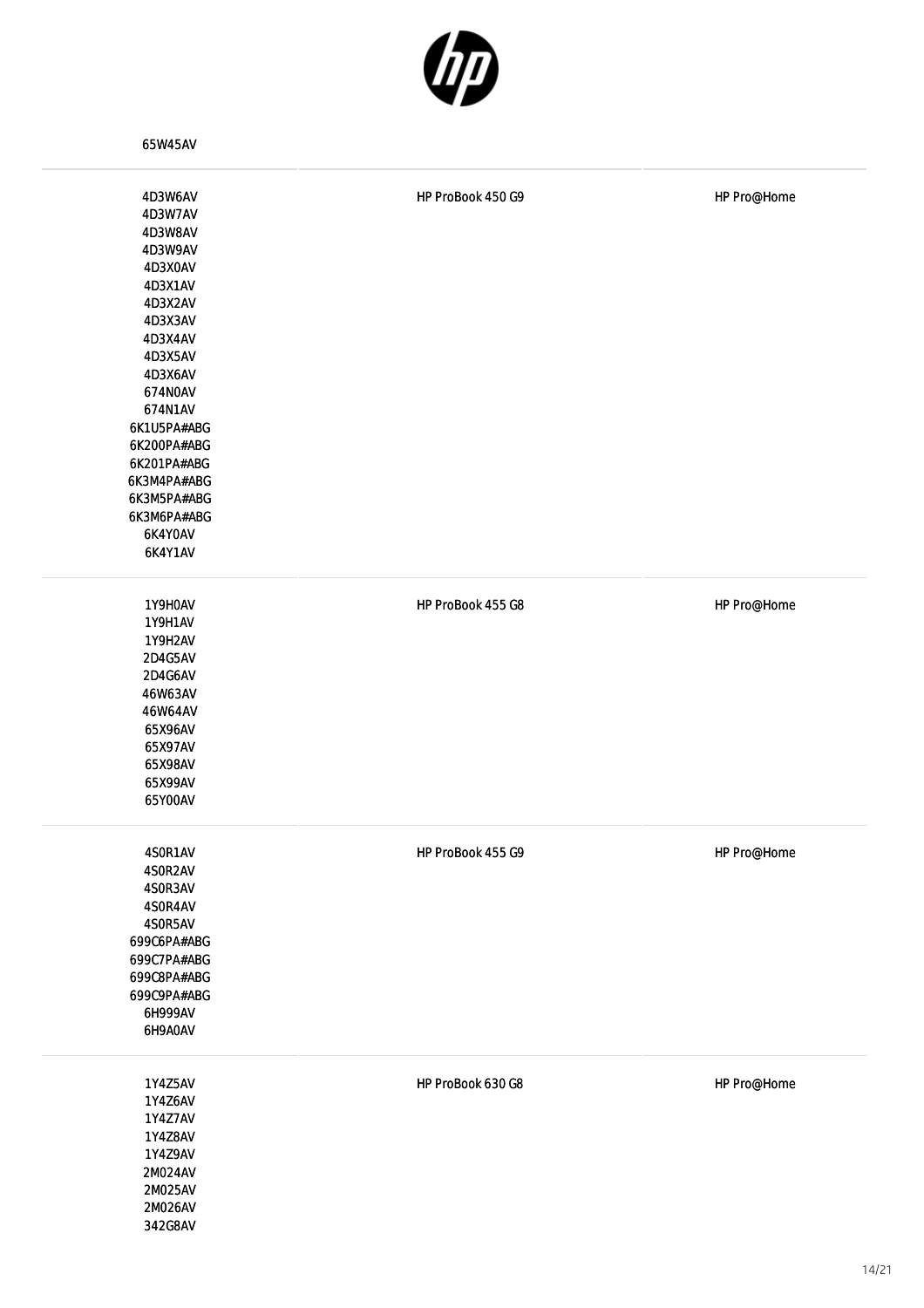| | | |
|---|---|---|
| 65W45AV | | |
| 4D3W6AV<br>4D3W7AV<br>4D3W8AV<br>4D3W9AV<br>4D3X0AV<br>4D3X1AV<br>4D3X2AV<br>4D3X3AV<br>4D3X4AV<br>4D3X5AV<br>4D3X6AV<br>674N0AV<br>674N1AV<br>6K1U5PA#ABG<br>6K200PA#ABG<br>6K201PA#ABG<br>6K3M4PA#ABG<br>6K3M5PA#ABG<br>6K3M6PA#ABG<br>6K4Y0AV<br>6K4Y1AV | HP ProBook 450 G9 | HP Pro@Home |
| 1Y9H0AV<br>1Y9H1AV<br>1Y9H2AV<br>2D4G5AV<br>2D4G6AV<br>46W63AV<br>46W64AV<br>65X96AV<br>65X97AV<br>65X98AV<br>65X99AV<br>65Y00AV | HP ProBook 455 G8 | HP Pro@Home |
| 4S0R1AV<br>4S0R2AV<br>4S0R3AV<br>4S0R4AV<br>4S0R5AV<br>699C6PA#ABG<br>699C7PA#ABG<br>699C8PA#ABG<br>699C9PA#ABG<br>6H999AV<br>6H9A0AV | HP ProBook 455 G9 | HP Pro@Home |
| 1Y4Z5AV<br>1Y4Z6AV<br>1Y4Z7AV<br>1Y4Z8AV<br>1Y4Z9AV<br>2M024AV<br>2M025AV<br>2M026AV<br>342G8AV | HP ProBook 630 G8 | HP Pro@Home |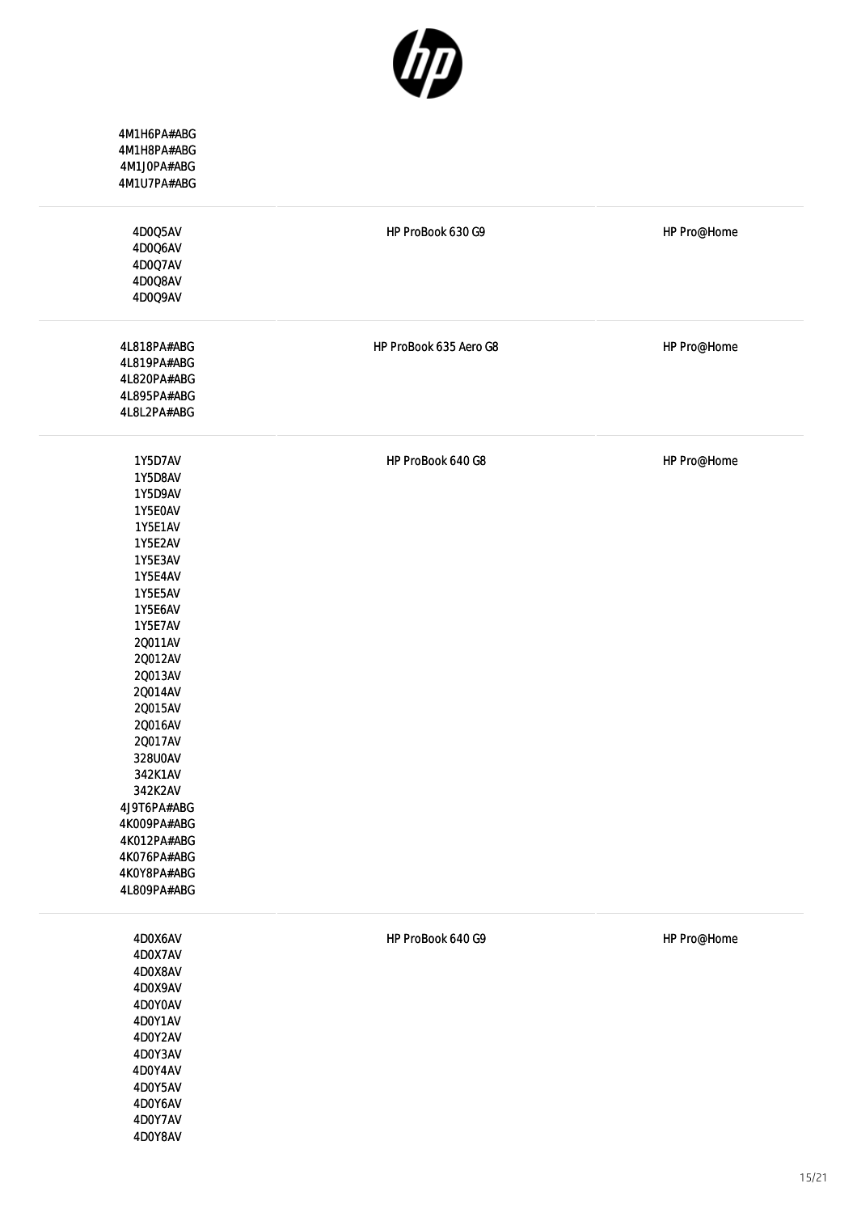| | | |
|---|---|---|
| 4M1H6PA#ABG<br>4M1H8PA#ABG<br>4M1J0PA#ABG<br>4M1U7PA#ABG | | |
| 4D0Q5AV<br>4D0Q6AV<br>4D0Q7AV<br>4D0Q8AV<br>4D0Q9AV | HP ProBook 630 G9 | HP Pro@Home |
| 4L818PA#ABG<br>4L819PA#ABG<br>4L820PA#ABG<br>4L895PA#ABG<br>4L8L2PA#ABG | HP ProBook 635 Aero G8 | HP Pro@Home |
| 1Y5D7AV<br>1Y5D8AV<br>1Y5D9AV<br>1Y5E0AV<br>1Y5E1AV<br>1Y5E2AV<br>1Y5E3AV<br>1Y5E4AV<br>1Y5E5AV<br>1Y5E6AV<br>1Y5E7AV<br>2Q011AV<br>2Q012AV<br>2Q013AV<br>2Q014AV<br>2Q015AV<br>2Q016AV<br>2Q017AV<br>328U0AV<br>342K1AV<br>342K2AV<br>4J9T6PA#ABG<br>4K009PA#ABG<br>4K012PA#ABG<br>4K076PA#ABG<br>4K0Y8PA#ABG<br>4L809PA#ABG | HP ProBook 640 G8 | HP Pro@Home |
| 4D0X6AV<br>4D0X7AV<br>4D0X8AV<br>4D0X9AV<br>4D0Y0AV<br>4D0Y1AV<br>4D0Y2AV<br>4D0Y3AV<br>4D0Y4AV<br>4D0Y5AV<br>4D0Y6AV<br>4D0Y7AV<br>4D0Y8AV | HP ProBook 640 G9 | HP Pro@Home |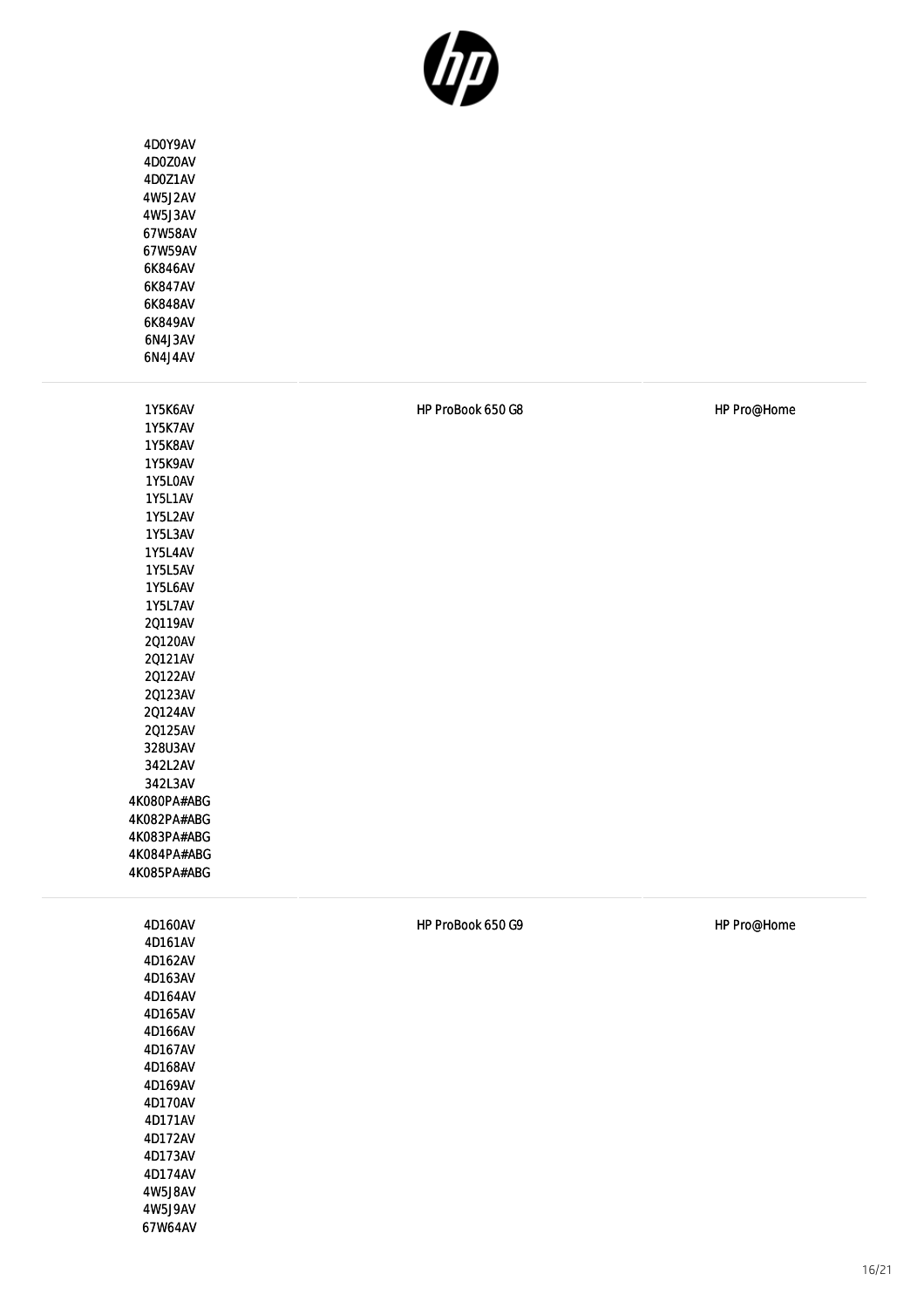| | | |
|---|---|---|
| 4D0Y9AV<br>4D0Z0AV<br>4D0Z1AV<br>4W5J2AV<br>4W5J3AV<br>67W58AV<br>67W59AV<br>6K846AV<br>6K847AV<br>6K848AV<br>6K849AV<br>6N4J3AV<br>6N4J4AV | | |
| 1Y5K6AV<br>1Y5K7AV<br>1Y5K8AV<br>1Y5K9AV<br>1Y5L0AV<br>1Y5L1AV<br>1Y5L2AV<br>1Y5L3AV<br>1Y5L4AV<br>1Y5L5AV<br>1Y5L6AV<br>1Y5L7AV<br>2Q119AV<br>2Q120AV<br>2Q121AV<br>2Q122AV<br>2Q123AV<br>2Q124AV<br>2Q125AV<br>328U3AV<br>342L2AV<br>342L3AV<br>4K080PA#ABG<br>4K082PA#ABG<br>4K083PA#ABG<br>4K084PA#ABG<br>4K085PA#ABG | HP ProBook 650 G8 | HP Pro@Home |
| 4D160AV<br>4D161AV<br>4D162AV<br>4D163AV<br>4D164AV<br>4D165AV<br>4D166AV<br>4D167AV<br>4D168AV<br>4D169AV<br>4D170AV<br>4D171AV<br>4D172AV<br>4D173AV<br>4D174AV<br>4W5J8AV<br>4W5J9AV<br>67W64AV | HP ProBook 650 G9 | HP Pro@Home |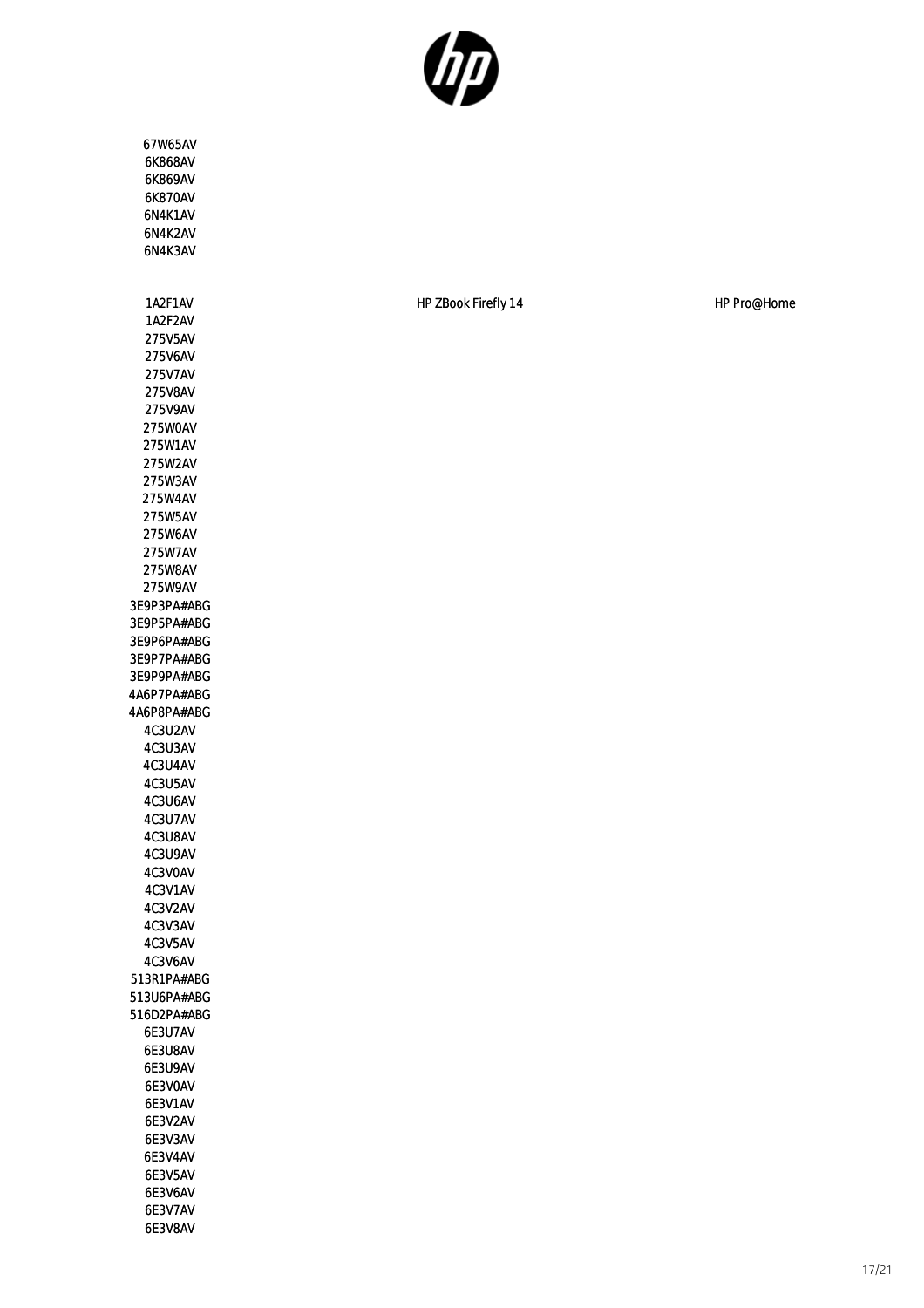| | | |
|---|---|---|
| 67W65AV<br>6K868AV<br>6K869AV<br>6K870AV<br>6N4K1AV<br>6N4K2AV<br>6N4K3AV | | |
| 1A2F1AV<br>1A2F2AV<br>275V5AV<br>275V6AV<br>275V7AV<br>275V8AV<br>275V9AV<br>275W0AV<br>275W1AV<br>275W2AV<br>275W3AV<br>275W4AV<br>275W5AV<br>275W6AV<br>275W7AV<br>275W8AV<br>275W9AV<br>3E9P3PA#ABG<br>3E9P5PA#ABG<br>3E9P6PA#ABG<br>3E9P7PA#ABG<br>3E9P9PA#ABG<br>4A6P7PA#ABG<br>4A6P8PA#ABG<br>4C3U2AV<br>4C3U3AV<br>4C3U4AV<br>4C3U5AV<br>4C3U6AV<br>4C3U7AV<br>4C3U8AV<br>4C3U9AV<br>4C3V0AV<br>4C3V1AV<br>4C3V2AV<br>4C3V3AV<br>4C3V5AV<br>4C3V6AV<br>513R1PA#ABG<br>513U6PA#ABG<br>516D2PA#ABG<br>6E3U7AV<br>6E3U8AV<br>6E3U9AV<br>6E3V0AV<br>6E3V1AV<br>6E3V2AV<br>6E3V3AV<br>6E3V4AV<br>6E3V5AV<br>6E3V6AV<br>6E3V7AV<br>6E3V8AV | HP ZBook Firefly 14 | HP Pro@Home |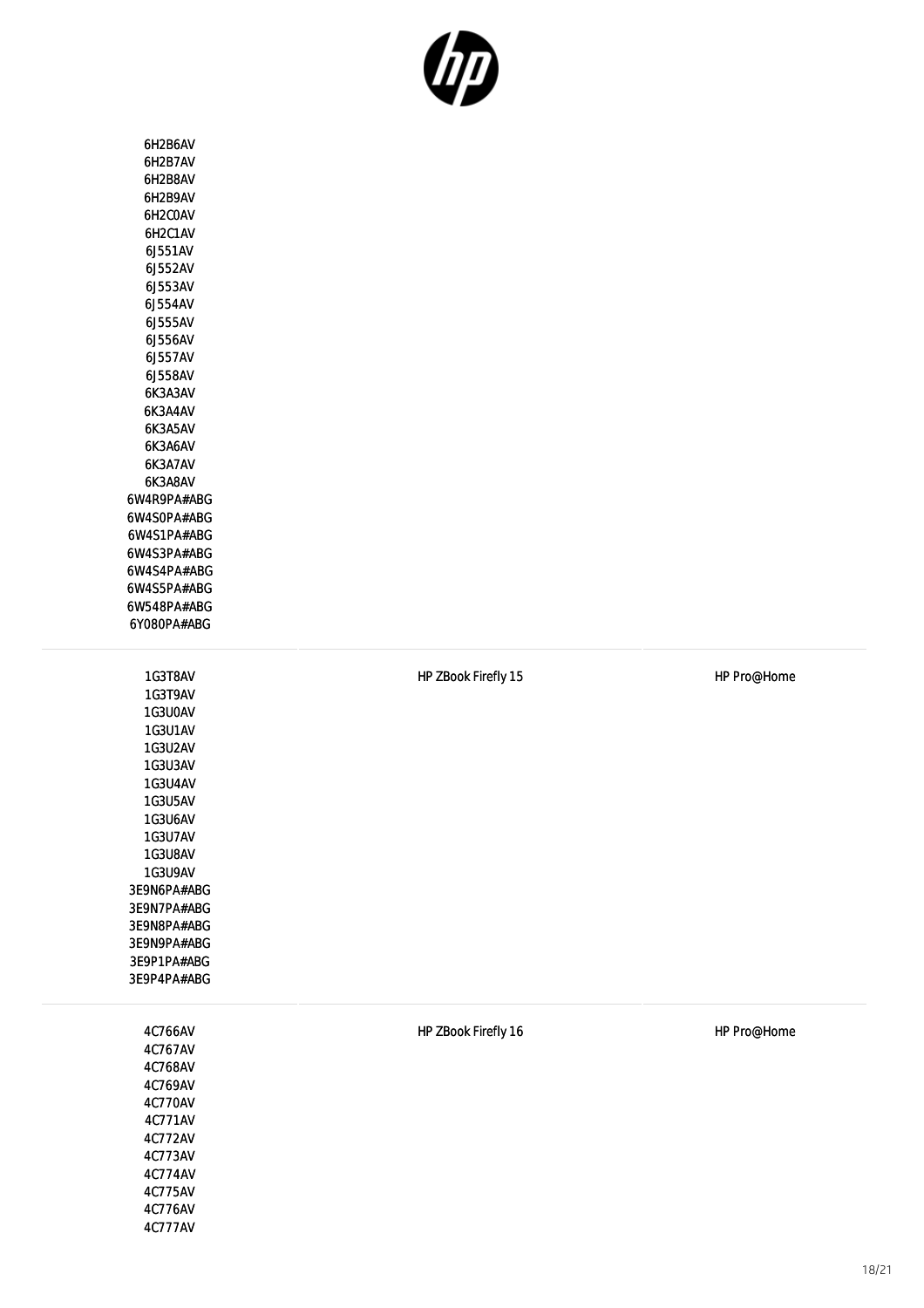| | | |
|---|---|---|
| 6H2B6AV<br>6H2B7AV<br>6H2B8AV<br>6H2B9AV<br>6H2C0AV<br>6H2C1AV<br>6J551AV<br>6J552AV<br>6J553AV<br>6J554AV<br>6J555AV<br>6J556AV<br>6J557AV<br>6J558AV<br>6K3A3AV<br>6K3A4AV<br>6K3A5AV<br>6K3A6AV<br>6K3A7AV<br>6K3A8AV<br>6W4R9PA#ABG<br>6W4S0PA#ABG<br>6W4S1PA#ABG<br>6W4S3PA#ABG<br>6W4S4PA#ABG<br>6W4S5PA#ABG<br>6W548PA#ABG<br>6Y080PA#ABG | | |
| 1G3T8AV<br>1G3T9AV<br>1G3U0AV<br>1G3U1AV<br>1G3U2AV<br>1G3U3AV<br>1G3U4AV<br>1G3U5AV<br>1G3U6AV<br>1G3U7AV<br>1G3U8AV<br>1G3U9AV<br>3E9N6PA#ABG<br>3E9N7PA#ABG<br>3E9N8PA#ABG<br>3E9N9PA#ABG<br>3E9P1PA#ABG<br>3E9P4PA#ABG | HP ZBook Firefly 15 | HP Pro@Home |
| 4C766AV<br>4C767AV<br>4C768AV<br>4C769AV<br>4C770AV<br>4C771AV<br>4C772AV<br>4C773AV<br>4C774AV<br>4C775AV<br>4C776AV<br>4C777AV | HP ZBook Firefly 16 | HP Pro@Home |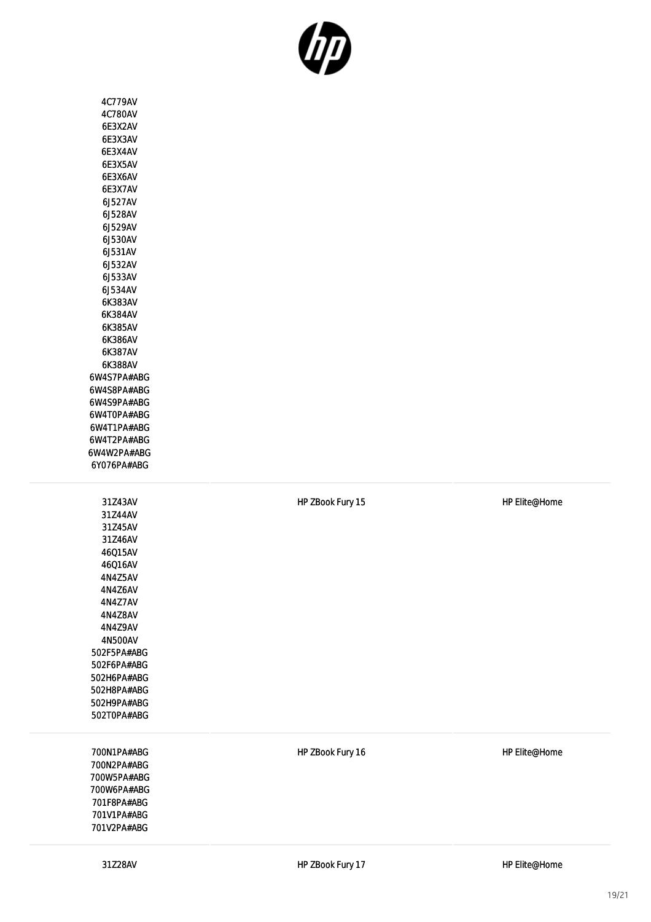| | | |
|---|---|---|
| 4C779AV<br>4C780AV<br>6E3X2AV<br>6E3X3AV<br>6E3X4AV<br>6E3X5AV<br>6E3X6AV<br>6E3X7AV<br>6J527AV<br>6J528AV<br>6J529AV<br>6J530AV<br>6J531AV<br>6J532AV<br>6J533AV<br>6J534AV<br>6K383AV<br>6K384AV<br>6K385AV<br>6K386AV<br>6K387AV<br>6K388AV<br>6W4S7PA#ABG<br>6W4S8PA#ABG<br>6W4S9PA#ABG<br>6W4T0PA#ABG<br>6W4T1PA#ABG<br>6W4T2PA#ABG<br>6W4W2PA#ABG<br>6Y076PA#ABG | | |
| 31Z43AV<br>31Z44AV<br>31Z45AV<br>31Z46AV<br>46Q15AV<br>46Q16AV<br>4N4Z5AV<br>4N4Z6AV<br>4N4Z7AV<br>4N4Z8AV<br>4N4Z9AV<br>4N500AV<br>502F5PA#ABG<br>502F6PA#ABG<br>502H6PA#ABG<br>502H8PA#ABG<br>502H9PA#ABG<br>502T0PA#ABG | HP ZBook Fury 15 | HP Elite@Home |
| 700N1PA#ABG<br>700N2PA#ABG<br>700W5PA#ABG<br>700W6PA#ABG<br>701F8PA#ABG<br>701V1PA#ABG<br>701V2PA#ABG | HP ZBook Fury 16 | HP Elite@Home |
| 31Z28AV | HP ZBook Fury 17 | HP Elite@Home |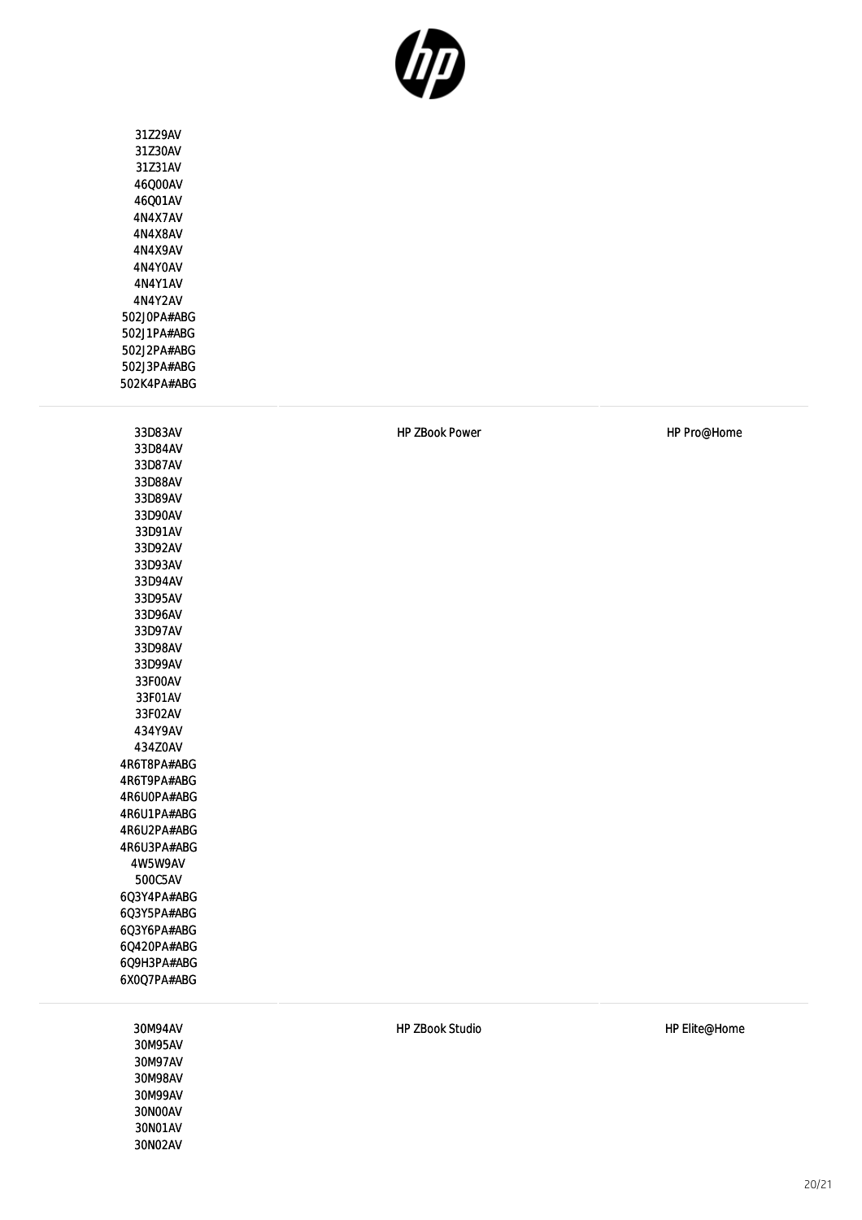| | | |
|---|---|---|
| 31Z29AV<br>31Z30AV<br>31Z31AV<br>46Q00AV<br>46Q01AV<br>4N4X7AV<br>4N4X8AV<br>4N4X9AV<br>4N4Y0AV<br>4N4Y1AV<br>4N4Y2AV<br>502J0PA#ABG<br>502J1PA#ABG<br>502J2PA#ABG<br>502J3PA#ABG<br>502K4PA#ABG | | |
| 33D83AV<br>33D84AV<br>33D87AV<br>33D88AV<br>33D89AV<br>33D90AV<br>33D91AV<br>33D92AV<br>33D93AV<br>33D94AV<br>33D95AV<br>33D96AV<br>33D97AV<br>33D98AV<br>33D99AV<br>33F00AV<br>33F01AV<br>33F02AV<br>434Y9AV<br>434Z0AV<br>4R6T8PA#ABG<br>4R6T9PA#ABG<br>4R6U0PA#ABG<br>4R6U1PA#ABG<br>4R6U2PA#ABG<br>4R6U3PA#ABG<br>4W5W9AV<br>500C5AV<br>6Q3Y4PA#ABG<br>6Q3Y5PA#ABG<br>6Q3Y6PA#ABG<br>6Q420PA#ABG<br>6Q9H3PA#ABG<br>6X0Q7PA#ABG | HP ZBook Power | HP Pro@Home |
| 30M94AV<br>30M95AV<br>30M97AV<br>30M98AV<br>30M99AV<br>30N00AV<br>30N01AV<br>30N02AV | HP ZBook Studio | HP Elite@Home |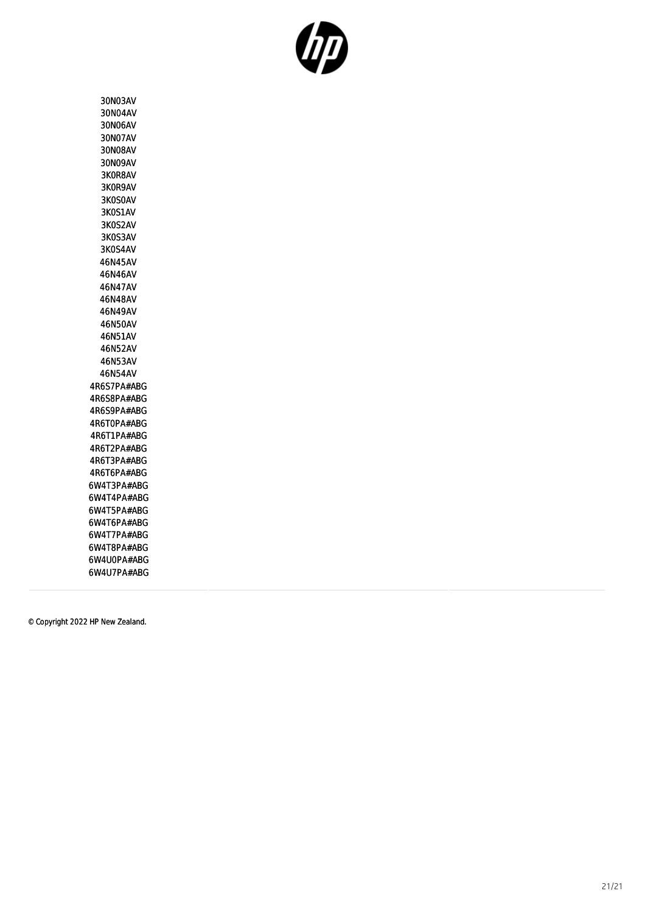30N03AV
30N04AV
30N06AV
30N07AV
30N08AV
30N09AV
3K0R8AV
3K0R9AV
3K0S0AV
3K0S1AV
3K0S2AV
3K0S3AV
3K0S4AV
46N45AV
46N46AV
46N47AV
46N48AV
46N49AV
46N50AV
46N51AV
46N52AV
46N53AV
46N54AV
4R6S7PA#ABG
4R6S8PA#ABG
4R6S9PA#ABG
4R6T0PA#ABG
4R6T1PA#ABG
4R6T2PA#ABG
4R6T3PA#ABG
4R6T6PA#ABG
6W4T3PA#ABG
6W4T4PA#ABG
6W4T5PA#ABG
6W4T6PA#ABG
6W4T7PA#ABG
6W4T8PA#ABG
6W4U0PA#ABG
6W4U7PA#ABG

© Copyright 2022 HP New Zealand.